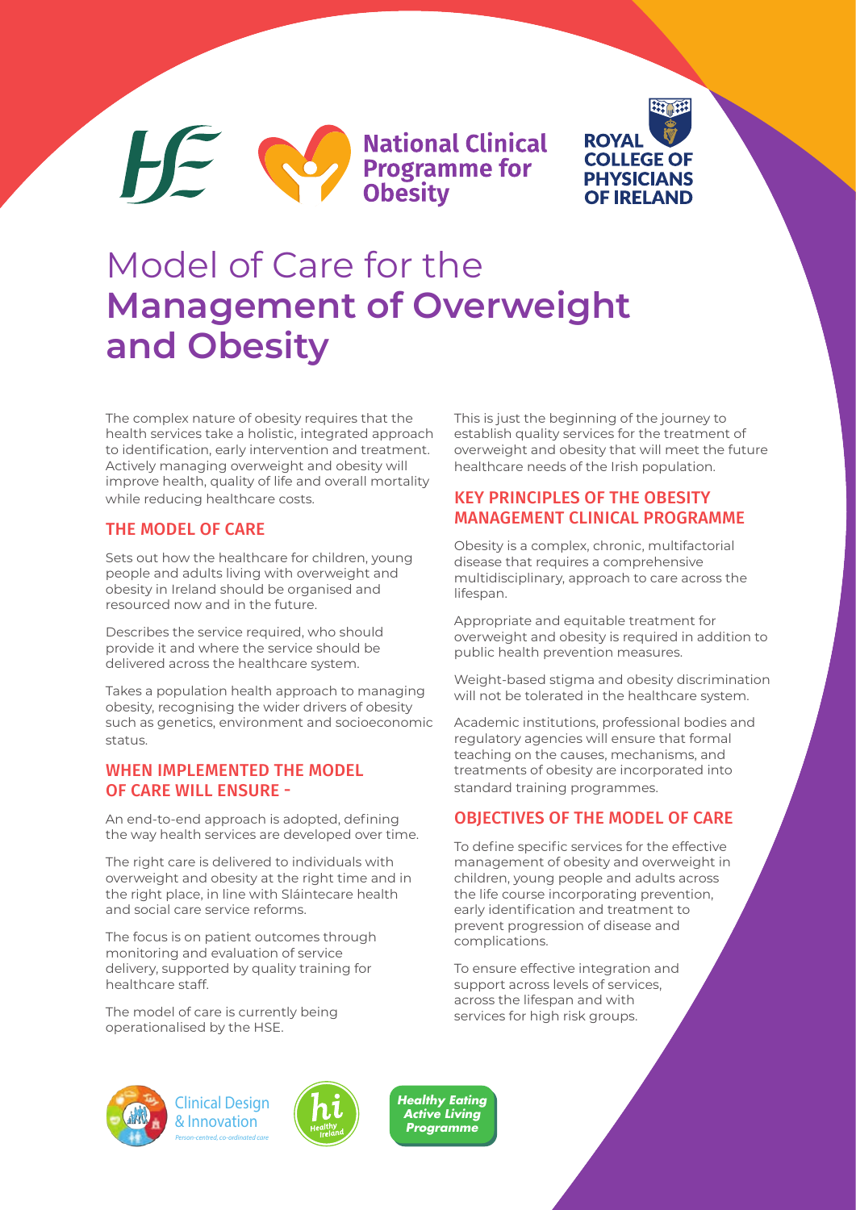HSE National Clinical Programme for Obesity

ROYAL COLLEGE OF PHYSICIANS OF IRELAND

# Model of Care for the **Management of Overweight and Obesity**

The complex nature of obesity requires that the health services take a holistic, integrated approach to identification, early intervention and treatment. Actively managing overweight and obesity will improve health, quality of life and overall mortality while reducing healthcare costs.

## THE MODEL OF CARE

Sets out how the healthcare for children, young people and adults living with overweight and obesity in Ireland should be organised and resourced now and in the future.

Describes the service required, who should provide it and where the service should be delivered across the healthcare system.

Takes a population health approach to managing obesity, recognising the wider drivers of obesity such as genetics, environment and socioeconomic status.

## WHEN IMPLEMENTED THE MODEL OF CARE WILL ENSURE -

An end-to-end approach is adopted, defining the way health services are developed over time.

The right care is delivered to individuals with overweight and obesity at the right time and in the right place, in line with Sláintecare health and social care service reforms.

The focus is on patient outcomes through monitoring and evaluation of service delivery, supported by quality training for healthcare staff.

The model of care is currently being operationalised by the HSE.

This is just the beginning of the journey to establish quality services for the treatment of overweight and obesity that will meet the future healthcare needs of the Irish population.

## KEY PRINCIPLES OF THE OBESITY MANAGEMENT CLINICAL PROGRAMME

Obesity is a complex, chronic, multifactorial disease that requires a comprehensive multidisciplinary, approach to care across the lifespan.

Appropriate and equitable treatment for overweight and obesity is required in addition to public health prevention measures.

Weight-based stigma and obesity discrimination will not be tolerated in the healthcare system.

Academic institutions, professional bodies and regulatory agencies will ensure that formal teaching on the causes, mechanisms, and treatments of obesity are incorporated into standard training programmes.

## OBJECTIVES OF THE MODEL OF CARE

To define specific services for the effective management of obesity and overweight in children, young people and adults across the life course incorporating prevention, early identification and treatment to prevent progression of disease and complications.

To ensure effective integration and support across levels of services, across the lifespan and with services for high risk groups.

Clinical Design & Innovation — *Person-centred, co-ordinated care*

Healthy Ireland

*Healthy Eating Active Living Programme*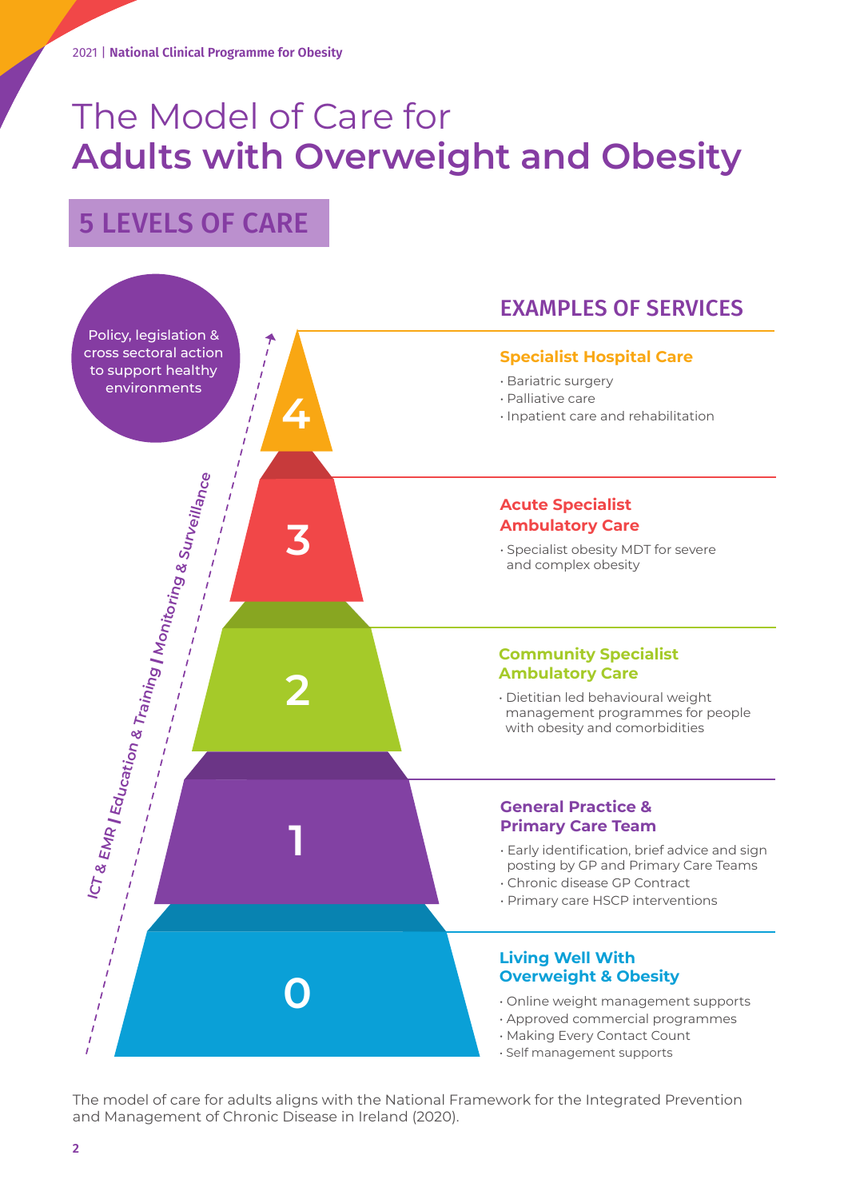# The Model of Care for **Adults with Overweight and Obesity**

## 5 LEVELS OF CARE

Policy, legislation & cross sectoral action to support healthy environments

*ICT & EMR | Education & Training | Monitoring & Surveillance*

### EXAMPLES OF SERVICES

**4 — Specialist Hospital Care**

- Bariatric surgery
- Palliative care
- Inpatient care and rehabilitation

**3 — Acute Specialist Ambulatory Care**

- Specialist obesity MDT for severe and complex obesity

**2 — Community Specialist Ambulatory Care**

- Dietitian led behavioural weight management programmes for people with obesity and comorbidities

**1 — General Practice & Primary Care Team**

- Early identification, brief advice and sign posting by GP and Primary Care Teams
- Chronic disease GP Contract
- Primary care HSCP interventions

**0 — Living Well With Overweight & Obesity**

- Online weight management supports
- Approved commercial programmes
- Making Every Contact Count
- Self management supports

The model of care for adults aligns with the National Framework for the Integrated Prevention and Management of Chronic Disease in Ireland (2020).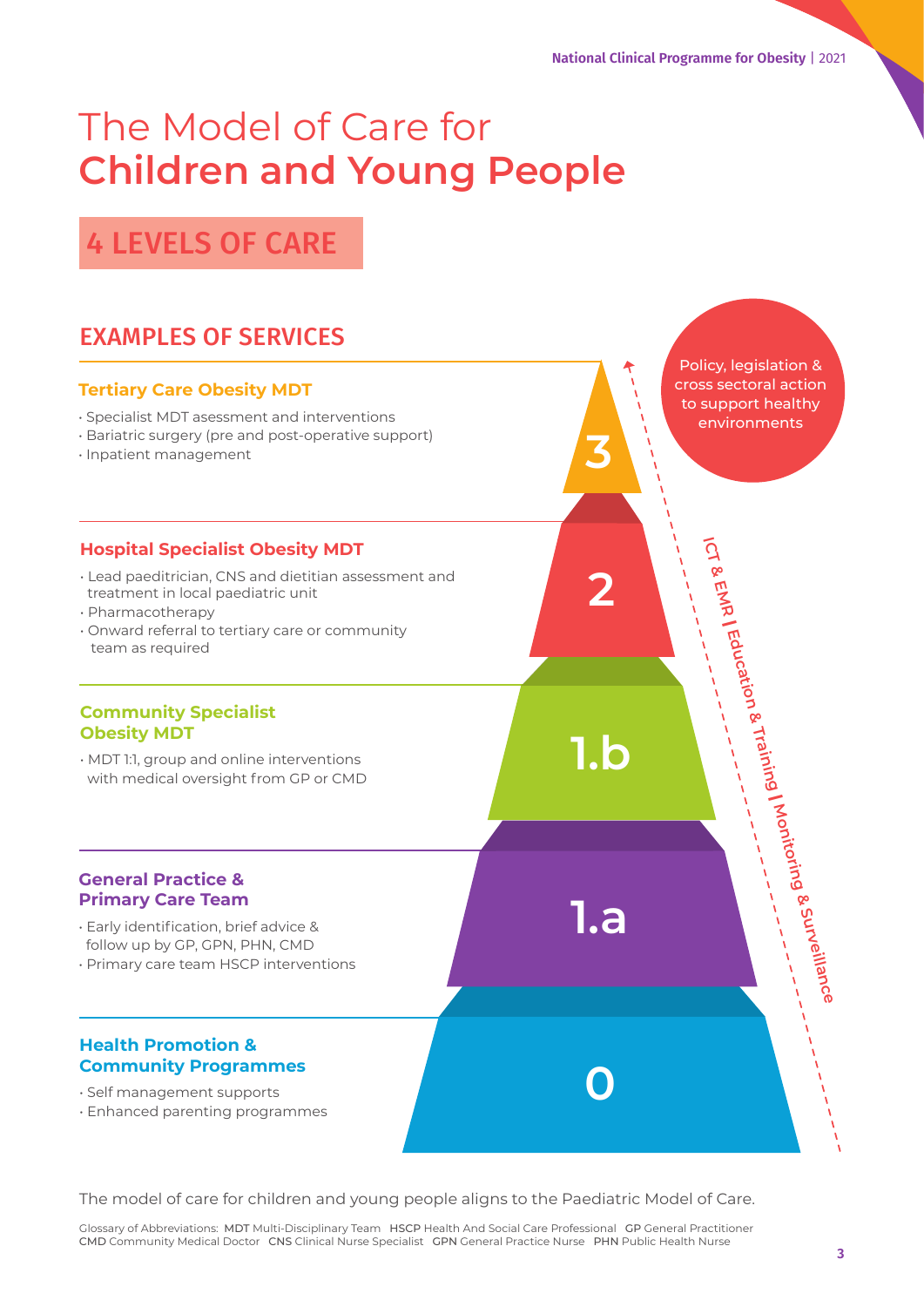# The Model of Care for **Children and Young People**

## 4 LEVELS OF CARE

## EXAMPLES OF SERVICES

### Tertiary Care Obesity MDT

- Specialist MDT asessment and interventions
- Bariatric surgery (pre and post-operative support)
- Inpatient management

**3**

### Hospital Specialist Obesity MDT

- Lead paediatrician, CNS and dietitian assessment and treatment in local paediatric unit
- Pharmacotherapy
- Onward referral to tertiary care or community team as required

**2**

### Community Specialist Obesity MDT

- MDT 1:1, group and online interventions with medical oversight from GP or CMD

**1.b**

### General Practice & Primary Care Team

- Early identification, brief advice & follow up by GP, GPN, PHN, CMD
- Primary care team HSCP interventions

**1.a**

### Health Promotion & Community Programmes

- Self management supports
- Enhanced parenting programmes

**0**

Policy, legislation & cross sectoral action to support healthy environments

ICT & EMR | Education & Training | Monitoring & Surveillance

The model of care for children and young people aligns to the Paediatric Model of Care.

Glossary of Abbreviations: **MDT** Multi-Disciplinary Team **HSCP** Health And Social Care Professional **GP** General Practitioner **CMD** Community Medical Doctor **CNS** Clinical Nurse Specialist **GPN** General Practice Nurse **PHN** Public Health Nurse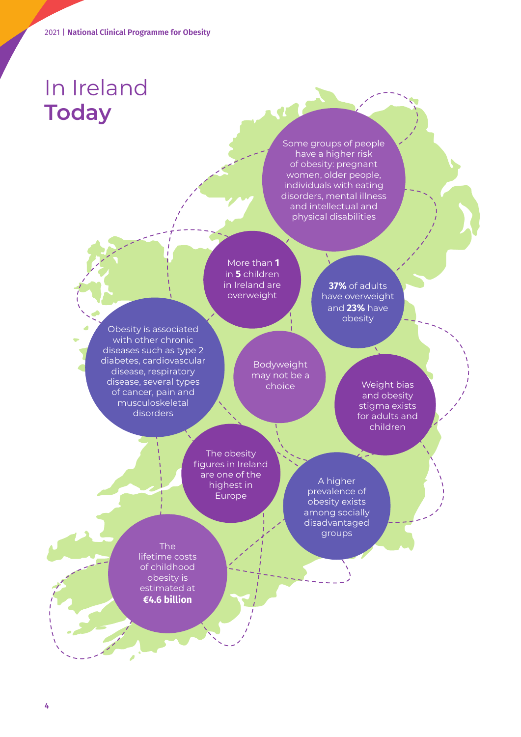# In Ireland **Today**

Some groups of people have a higher risk of obesity: pregnant women, older people, individuals with eating disorders, mental illness and intellectual and physical disabilities

More than **1** in **5** children in Ireland are overweight

**37%** of adults have overweight and **23%** have obesity

Obesity is associated with other chronic diseases such as type 2 diabetes, cardiovascular disease, respiratory disease, several types of cancer, pain and musculoskeletal disorders

Bodyweight may not be a choice

Weight bias and obesity stigma exists for adults and children

The obesity figures in Ireland are one of the highest in Europe

A higher prevalence of obesity exists among socially disadvantaged groups

The lifetime costs of childhood obesity is estimated at **€4.6 billion**